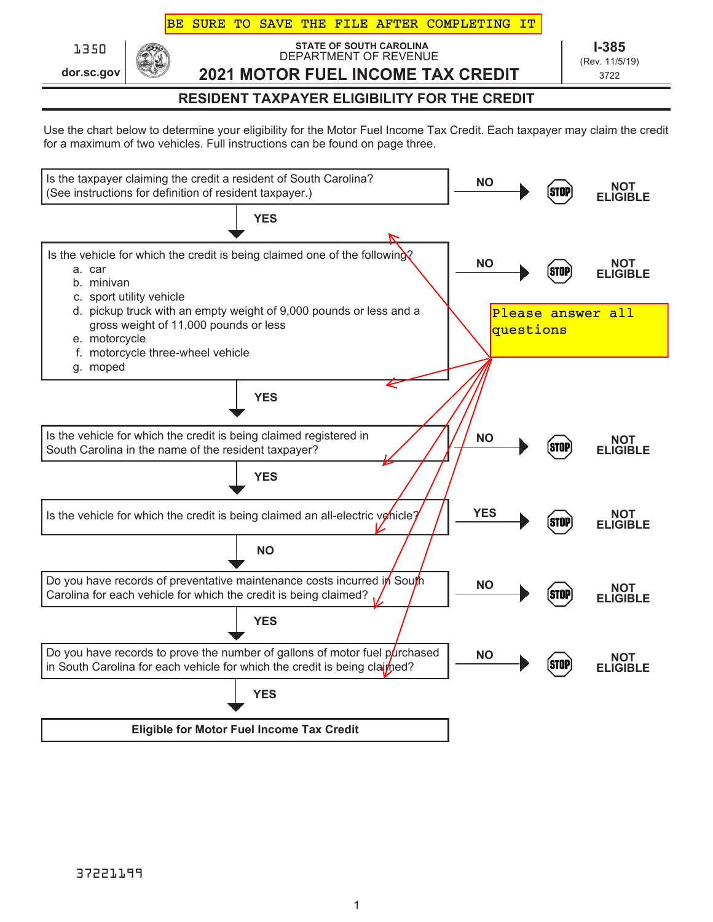BE SURE TO SAVE THE FILE AFTER COMPLETING IT

1350

dor.sc.gov

STATE OF SOUTH CAROLINA
DEPARTMENT OF REVENUE

# 2021 MOTOR FUEL INCOME TAX CREDIT

**I-385**
(Rev. 11/5/19)
3722

## RESIDENT TAXPAYER ELIGIBILITY FOR THE CREDIT

Use the chart below to determine your eligibility for the Motor Fuel Income Tax Credit. Each taxpayer may claim the credit for a maximum of two vehicles. Full instructions can be found on page three.

Please answer all questions

| Question | Answer | Result |
| --- | --- | --- |
| Is the taxpayer claiming the credit a resident of South Carolina? (See instructions for definition of resident taxpayer.) | **NO** | STOP **NOT ELIGIBLE** |
| **YES** ↓ | | |
| Is the vehicle for which the credit is being claimed one of the following?<br>a. car<br>b. minivan<br>c. sport utility vehicle<br>d. pickup truck with an empty weight of 9,000 pounds or less and a gross weight of 11,000 pounds or less<br>e. motorcycle<br>f. motorcycle three-wheel vehicle<br>g. moped | **NO** | STOP **NOT ELIGIBLE** |
| **YES** ↓ | | |
| Is the vehicle for which the credit is being claimed registered in South Carolina in the name of the resident taxpayer? | **NO** | STOP **NOT ELIGIBLE** |
| **YES** ↓ | | |
| Is the vehicle for which the credit is being claimed an all-electric vehicle? | **YES** | STOP **NOT ELIGIBLE** |
| **NO** ↓ | | |
| Do you have records of preventative maintenance costs incurred in South Carolina for each vehicle for which the credit is being claimed? | **NO** | STOP **NOT ELIGIBLE** |
| **YES** ↓ | | |
| Do you have records to prove the number of gallons of motor fuel purchased in South Carolina for each vehicle for which the credit is being claimed? | **NO** | STOP **NOT ELIGIBLE** |
| **YES** ↓ | | |
| **Eligible for Motor Fuel Income Tax Credit** | | |

37221199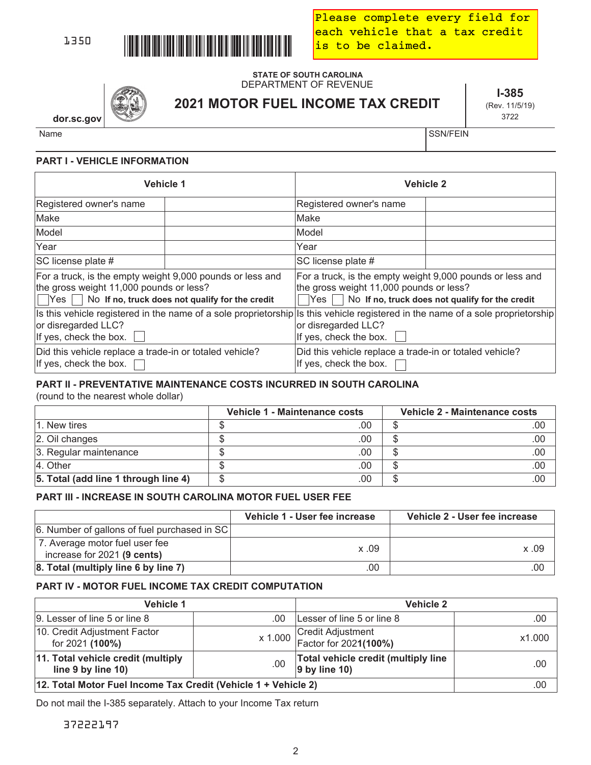1350

Please complete every field for each vehicle that a tax credit is to be claimed.

STATE OF SOUTH CAROLINA
DEPARTMENT OF REVENUE

# 2021 MOTOR FUEL INCOME TAX CREDIT

**I-385**
(Rev. 11/5/19)
3722

dor.sc.gov

| Name | SSN/FEIN |
|---|---|
| | |

## PART I - VEHICLE INFORMATION

| Vehicle 1 | | Vehicle 2 | |
|---|---|---|---|
| Registered owner's name | | Registered owner's name | |
| Make | | Make | |
| Model | | Model | |
| Year | | Year | |
| SC license plate # | | SC license plate # | |
| For a truck, is the empty weight 9,000 pounds or less and the gross weight 11,000 pounds or less? ☐ Yes ☐ No **If no, truck does not qualify for the credit** | | For a truck, is the empty weight 9,000 pounds or less and the gross weight 11,000 pounds or less? ☐ Yes ☐ No **If no, truck does not qualify for the credit** | |
| Is this vehicle registered in the name of a sole proprietorship or disregarded LLC? If yes, check the box. ☐ | | Is this vehicle registered in the name of a sole proprietorship or disregarded LLC? If yes, check the box. ☐ | |
| Did this vehicle replace a trade-in or totaled vehicle? If yes, check the box. ☐ | | Did this vehicle replace a trade-in or totaled vehicle? If yes, check the box. ☐ | |

## PART II - PREVENTATIVE MAINTENANCE COSTS INCURRED IN SOUTH CAROLINA

(round to the nearest whole dollar)

| | Vehicle 1 - Maintenance costs | Vehicle 2 - Maintenance costs |
|---|---|---|
| 1. New tires | $ .00 | $ .00 |
| 2. Oil changes | $ .00 | $ .00 |
| 3. Regular maintenance | $ .00 | $ .00 |
| 4. Other | $ .00 | $ .00 |
| **5. Total (add line 1 through line 4)** | $ .00 | $ .00 |

## PART III - INCREASE IN SOUTH CAROLINA MOTOR FUEL USER FEE

| | Vehicle 1 - User fee increase | Vehicle 2 - User fee increase |
|---|---|---|
| 6. Number of gallons of fuel purchased in SC | | |
| 7. Average motor fuel user fee increase for 2021 **(9 cents)** | x .09 | x .09 |
| **8. Total (multiply line 6 by line 7)** | .00 | .00 |

## PART IV - MOTOR FUEL INCOME TAX CREDIT COMPUTATION

| Vehicle 1 | | Vehicle 2 | |
|---|---|---|---|
| 9. Lesser of line 5 or line 8 | .00 | Lesser of line 5 or line 8 | .00 |
| 10. Credit Adjustment Factor for 2021 **(100%)** | x 1.000 | Credit Adjustment Factor for 202**1(100%)** | x1.000 |
| **11. Total vehicle credit (multiply line 9 by line 10)** | .00 | **Total vehicle credit (multiply line 9 by line 10)** | .00 |
| **12. Total Motor Fuel Income Tax Credit (Vehicle 1 + Vehicle 2)** | | | .00 |

Do not mail the I-385 separately. Attach to your Income Tax return

37222197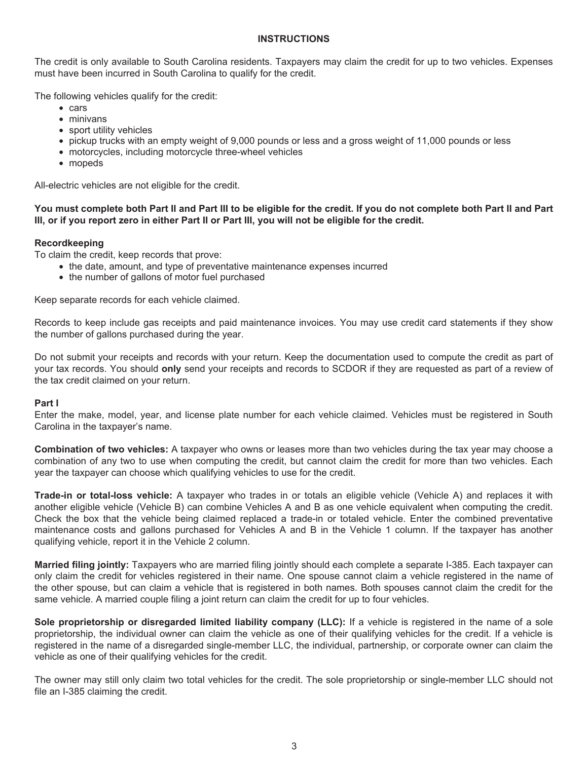## INSTRUCTIONS

The credit is only available to South Carolina residents. Taxpayers may claim the credit for up to two vehicles. Expenses must have been incurred in South Carolina to qualify for the credit.

The following vehicles qualify for the credit:

- cars
- minivans
- sport utility vehicles
- pickup trucks with an empty weight of 9,000 pounds or less and a gross weight of 11,000 pounds or less
- motorcycles, including motorcycle three-wheel vehicles
- mopeds

All-electric vehicles are not eligible for the credit.

**You must complete both Part II and Part III to be eligible for the credit. If you do not complete both Part II and Part III, or if you report zero in either Part II or Part III, you will not be eligible for the credit.**

**Recordkeeping**

To claim the credit, keep records that prove:

- the date, amount, and type of preventative maintenance expenses incurred
- the number of gallons of motor fuel purchased

Keep separate records for each vehicle claimed.

Records to keep include gas receipts and paid maintenance invoices. You may use credit card statements if they show the number of gallons purchased during the year.

Do not submit your receipts and records with your return. Keep the documentation used to compute the credit as part of your tax records. You should **only** send your receipts and records to SCDOR if they are requested as part of a review of the tax credit claimed on your return.

**Part I**

Enter the make, model, year, and license plate number for each vehicle claimed. Vehicles must be registered in South Carolina in the taxpayer's name.

**Combination of two vehicles:** A taxpayer who owns or leases more than two vehicles during the tax year may choose a combination of any two to use when computing the credit, but cannot claim the credit for more than two vehicles. Each year the taxpayer can choose which qualifying vehicles to use for the credit.

**Trade-in or total-loss vehicle:** A taxpayer who trades in or totals an eligible vehicle (Vehicle A) and replaces it with another eligible vehicle (Vehicle B) can combine Vehicles A and B as one vehicle equivalent when computing the credit. Check the box that the vehicle being claimed replaced a trade-in or totaled vehicle. Enter the combined preventative maintenance costs and gallons purchased for Vehicles A and B in the Vehicle 1 column. If the taxpayer has another qualifying vehicle, report it in the Vehicle 2 column.

**Married filing jointly:** Taxpayers who are married filing jointly should each complete a separate I-385. Each taxpayer can only claim the credit for vehicles registered in their name. One spouse cannot claim a vehicle registered in the name of the other spouse, but can claim a vehicle that is registered in both names. Both spouses cannot claim the credit for the same vehicle. A married couple filing a joint return can claim the credit for up to four vehicles.

**Sole proprietorship or disregarded limited liability company (LLC):** If a vehicle is registered in the name of a sole proprietorship, the individual owner can claim the vehicle as one of their qualifying vehicles for the credit. If a vehicle is registered in the name of a disregarded single-member LLC, the individual, partnership, or corporate owner can claim the vehicle as one of their qualifying vehicles for the credit.

The owner may still only claim two total vehicles for the credit. The sole proprietorship or single-member LLC should not file an I-385 claiming the credit.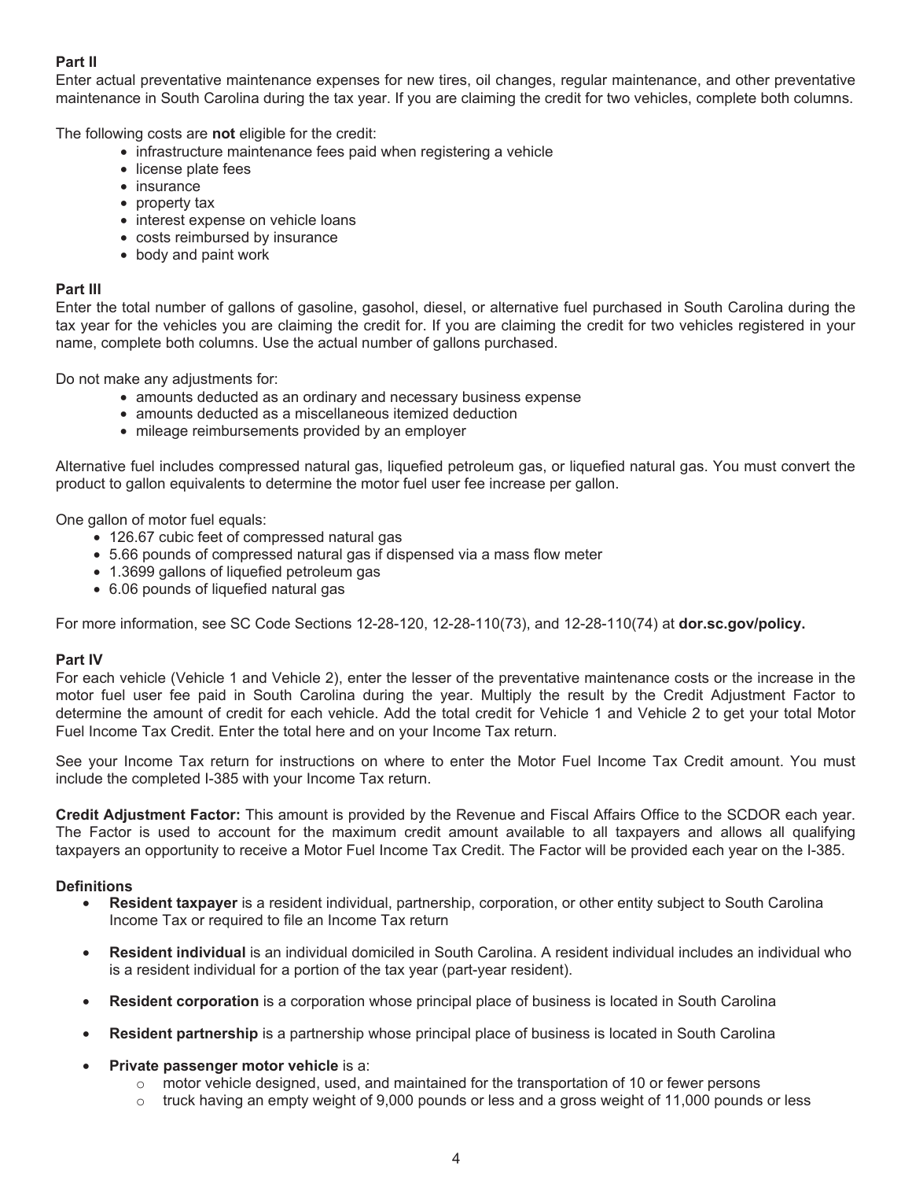**Part II**

Enter actual preventative maintenance expenses for new tires, oil changes, regular maintenance, and other preventative maintenance in South Carolina during the tax year. If you are claiming the credit for two vehicles, complete both columns.

The following costs are **not** eligible for the credit:

- infrastructure maintenance fees paid when registering a vehicle
- license plate fees
- insurance
- property tax
- interest expense on vehicle loans
- costs reimbursed by insurance
- body and paint work

**Part III**

Enter the total number of gallons of gasoline, gasohol, diesel, or alternative fuel purchased in South Carolina during the tax year for the vehicles you are claiming the credit for. If you are claiming the credit for two vehicles registered in your name, complete both columns. Use the actual number of gallons purchased.

Do not make any adjustments for:

- amounts deducted as an ordinary and necessary business expense
- amounts deducted as a miscellaneous itemized deduction
- mileage reimbursements provided by an employer

Alternative fuel includes compressed natural gas, liquefied petroleum gas, or liquefied natural gas. You must convert the product to gallon equivalents to determine the motor fuel user fee increase per gallon.

One gallon of motor fuel equals:

- 126.67 cubic feet of compressed natural gas
- 5.66 pounds of compressed natural gas if dispensed via a mass flow meter
- 1.3699 gallons of liquefied petroleum gas
- 6.06 pounds of liquefied natural gas

For more information, see SC Code Sections 12-28-120, 12-28-110(73), and 12-28-110(74) at **dor.sc.gov/policy.**

**Part IV**

For each vehicle (Vehicle 1 and Vehicle 2), enter the lesser of the preventative maintenance costs or the increase in the motor fuel user fee paid in South Carolina during the year. Multiply the result by the Credit Adjustment Factor to determine the amount of credit for each vehicle. Add the total credit for Vehicle 1 and Vehicle 2 to get your total Motor Fuel Income Tax Credit. Enter the total here and on your Income Tax return.

See your Income Tax return for instructions on where to enter the Motor Fuel Income Tax Credit amount. You must include the completed I-385 with your Income Tax return.

**Credit Adjustment Factor:** This amount is provided by the Revenue and Fiscal Affairs Office to the SCDOR each year. The Factor is used to account for the maximum credit amount available to all taxpayers and allows all qualifying taxpayers an opportunity to receive a Motor Fuel Income Tax Credit. The Factor will be provided each year on the I-385.

**Definitions**

- **Resident taxpayer** is a resident individual, partnership, corporation, or other entity subject to South Carolina Income Tax or required to file an Income Tax return
- **Resident individual** is an individual domiciled in South Carolina. A resident individual includes an individual who is a resident individual for a portion of the tax year (part-year resident).
- **Resident corporation** is a corporation whose principal place of business is located in South Carolina
- **Resident partnership** is a partnership whose principal place of business is located in South Carolina
- **Private passenger motor vehicle** is a:
  - motor vehicle designed, used, and maintained for the transportation of 10 or fewer persons
  - truck having an empty weight of 9,000 pounds or less and a gross weight of 11,000 pounds or less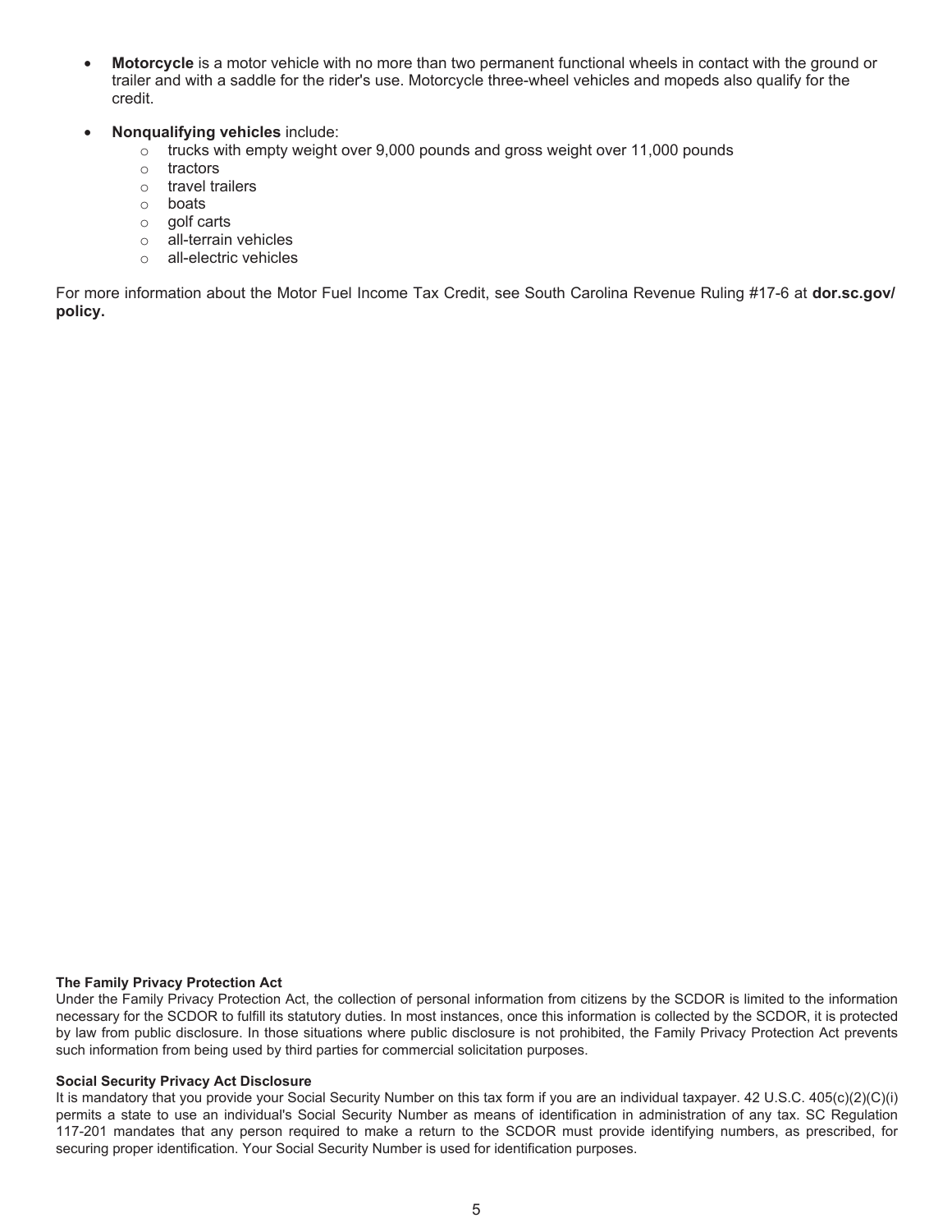- **Motorcycle** is a motor vehicle with no more than two permanent functional wheels in contact with the ground or trailer and with a saddle for the rider's use. Motorcycle three-wheel vehicles and mopeds also qualify for the credit.

- **Nonqualifying vehicles** include:
  - trucks with empty weight over 9,000 pounds and gross weight over 11,000 pounds
  - tractors
  - travel trailers
  - boats
  - golf carts
  - all-terrain vehicles
  - all-electric vehicles

For more information about the Motor Fuel Income Tax Credit, see South Carolina Revenue Ruling #17-6 at **dor.sc.gov/policy.**

**The Family Privacy Protection Act**

Under the Family Privacy Protection Act, the collection of personal information from citizens by the SCDOR is limited to the information necessary for the SCDOR to fulfill its statutory duties. In most instances, once this information is collected by the SCDOR, it is protected by law from public disclosure. In those situations where public disclosure is not prohibited, the Family Privacy Protection Act prevents such information from being used by third parties for commercial solicitation purposes.

**Social Security Privacy Act Disclosure**

It is mandatory that you provide your Social Security Number on this tax form if you are an individual taxpayer. 42 U.S.C. 405(c)(2)(C)(i) permits a state to use an individual's Social Security Number as means of identification in administration of any tax. SC Regulation 117-201 mandates that any person required to make a return to the SCDOR must provide identifying numbers, as prescribed, for securing proper identification. Your Social Security Number is used for identification purposes.